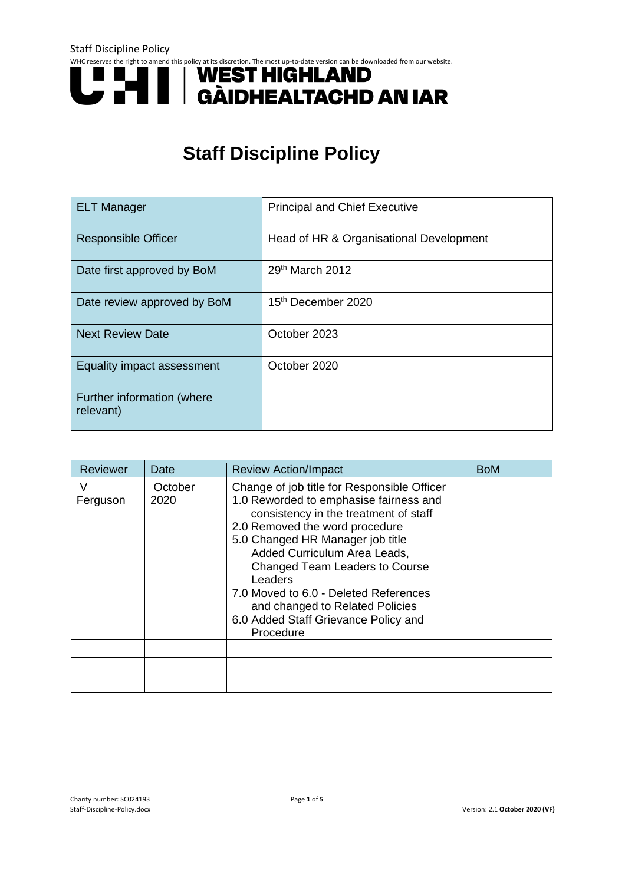# Staff Discipline Policy

| ELT Manager | Principal and Chief Executive |
|---|---|
| Responsible Officer | Head of HR & Organisational Development |
| Date first approved by BoM | 29th March 2012 |
| Date review approved by BoM | 15th December 2020 |
| Next Review Date | October 2023 |
| Equality impact assessment | October 2020 |
| Further information (where relevant) | |

| Reviewer | Date | Review Action/Impact | BoM |
|---|---|---|---|
| V Ferguson | October 2020 | Change of job title for Responsible Officer<br>1.0 Reworded to emphasise fairness and consistency in the treatment of staff<br>2.0 Removed the word procedure<br>5.0 Changed HR Manager job title Added Curriculum Area Leads, Changed Team Leaders to Course Leaders<br>7.0 Moved to 6.0 - Deleted References and changed to Related Policies<br>6.0 Added Staff Grievance Policy and Procedure | |
| | | | |
| | | | |
| | | | |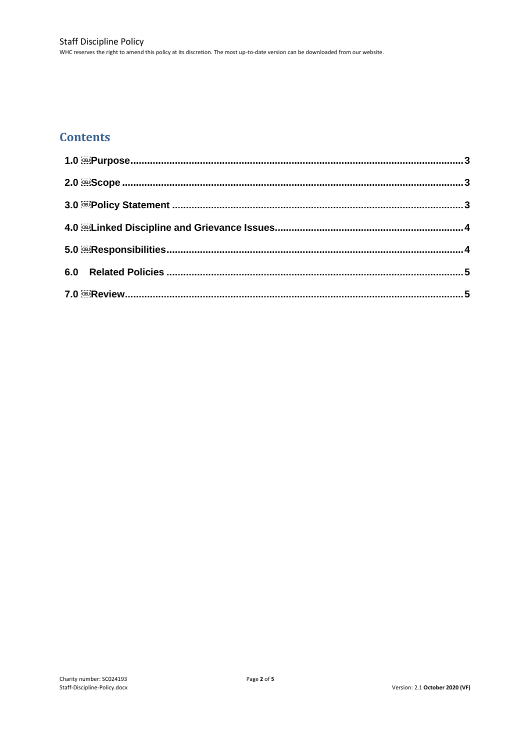## Contents

1.0 Purpose........................................................................................................................3

2.0 Scope ..........................................................................................................................3

3.0 Policy Statement .........................................................................................................3

4.0 Linked Discipline and Grievance Issues.....................................................................4

5.0 Responsibilities...........................................................................................................4

6.0 Related Policies ..........................................................................................................5

7.0 Review.........................................................................................................................5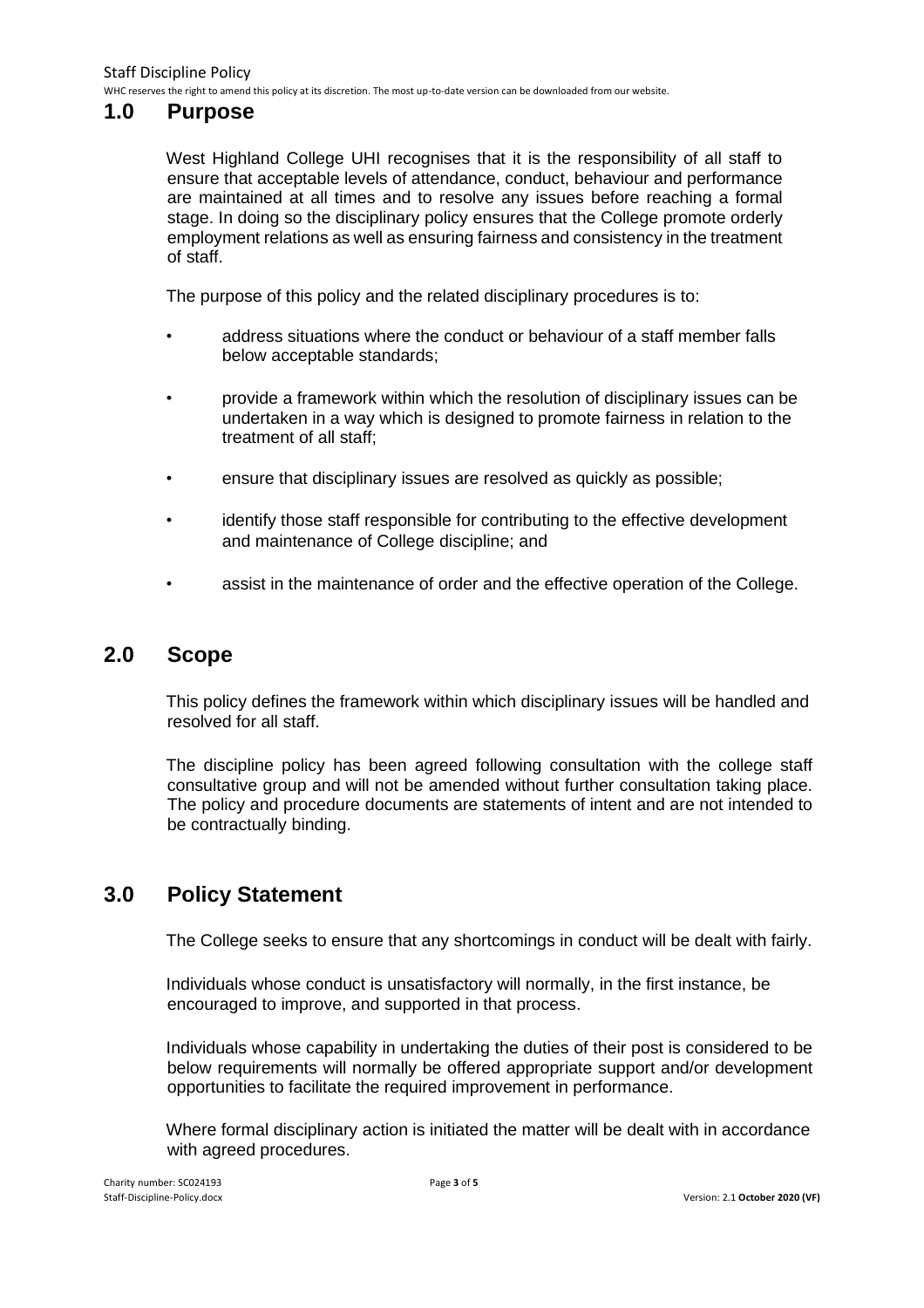## 1.0 Purpose

West Highland College UHI recognises that it is the responsibility of all staff to ensure that acceptable levels of attendance, conduct, behaviour and performance are maintained at all times and to resolve any issues before reaching a formal stage. In doing so the disciplinary policy ensures that the College promote orderly employment relations as well as ensuring fairness and consistency in the treatment of staff.

The purpose of this policy and the related disciplinary procedures is to:

- address situations where the conduct or behaviour of a staff member falls below acceptable standards;
- provide a framework within which the resolution of disciplinary issues can be undertaken in a way which is designed to promote fairness in relation to the treatment of all staff;
- ensure that disciplinary issues are resolved as quickly as possible;
- identify those staff responsible for contributing to the effective development and maintenance of College discipline; and
- assist in the maintenance of order and the effective operation of the College.

## 2.0 Scope

This policy defines the framework within which disciplinary issues will be handled and resolved for all staff.

The discipline policy has been agreed following consultation with the college staff consultative group and will not be amended without further consultation taking place. The policy and procedure documents are statements of intent and are not intended to be contractually binding.

## 3.0 Policy Statement

The College seeks to ensure that any shortcomings in conduct will be dealt with fairly.

Individuals whose conduct is unsatisfactory will normally, in the first instance, be encouraged to improve, and supported in that process.

Individuals whose capability in undertaking the duties of their post is considered to be below requirements will normally be offered appropriate support and/or development opportunities to facilitate the required improvement in performance.

Where formal disciplinary action is initiated the matter will be dealt with in accordance with agreed procedures.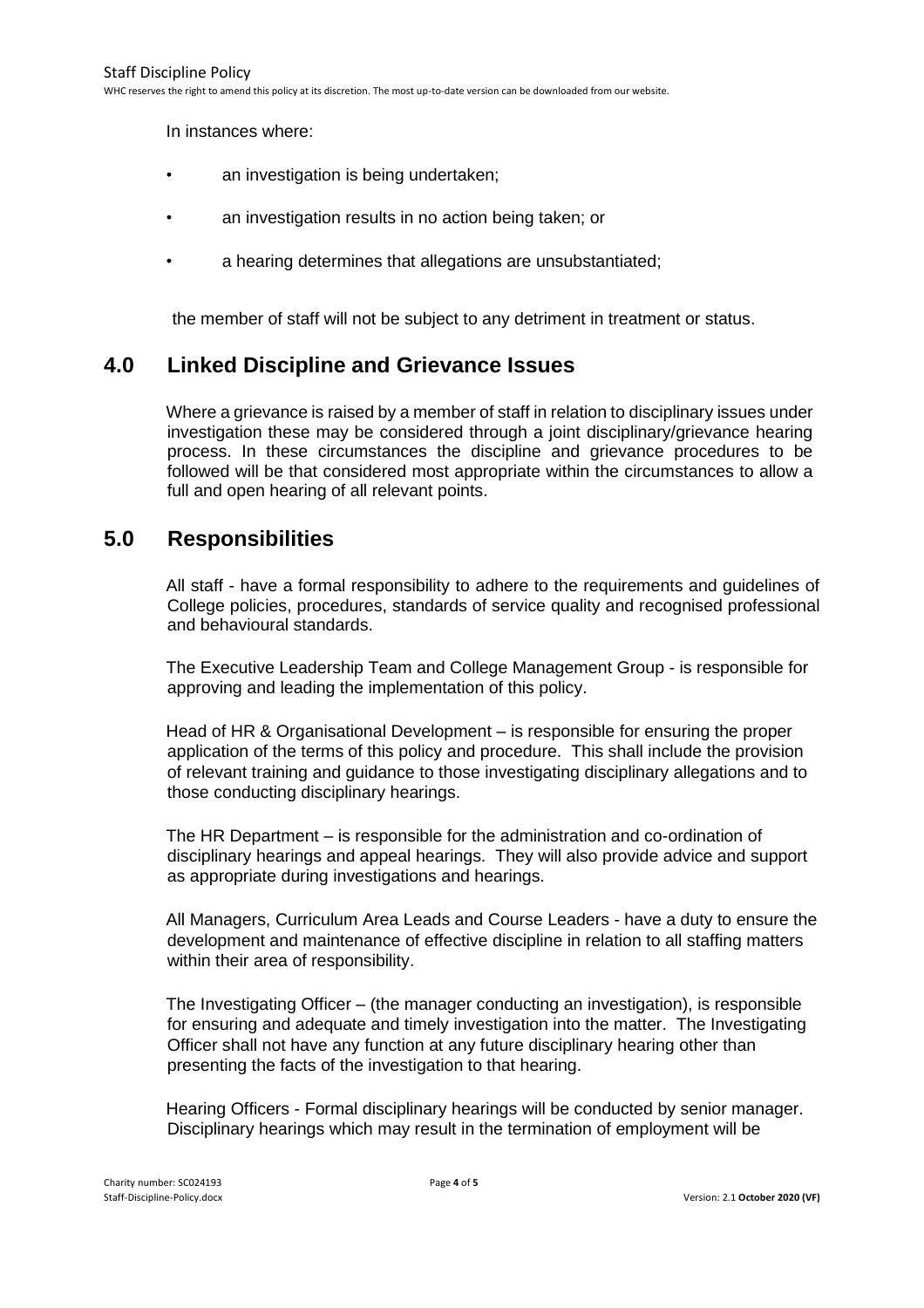In instances where:

- an investigation is being undertaken;
- an investigation results in no action being taken; or
- a hearing determines that allegations are unsubstantiated;

the member of staff will not be subject to any detriment in treatment or status.

## 4.0 Linked Discipline and Grievance Issues

Where a grievance is raised by a member of staff in relation to disciplinary issues under investigation these may be considered through a joint disciplinary/grievance hearing process. In these circumstances the discipline and grievance procedures to be followed will be that considered most appropriate within the circumstances to allow a full and open hearing of all relevant points.

## 5.0 Responsibilities

All staff - have a formal responsibility to adhere to the requirements and guidelines of College policies, procedures, standards of service quality and recognised professional and behavioural standards.

The Executive Leadership Team and College Management Group - is responsible for approving and leading the implementation of this policy.

Head of HR & Organisational Development – is responsible for ensuring the proper application of the terms of this policy and procedure. This shall include the provision of relevant training and guidance to those investigating disciplinary allegations and to those conducting disciplinary hearings.

The HR Department – is responsible for the administration and co-ordination of disciplinary hearings and appeal hearings. They will also provide advice and support as appropriate during investigations and hearings.

All Managers, Curriculum Area Leads and Course Leaders - have a duty to ensure the development and maintenance of effective discipline in relation to all staffing matters within their area of responsibility.

The Investigating Officer – (the manager conducting an investigation), is responsible for ensuring and adequate and timely investigation into the matter. The Investigating Officer shall not have any function at any future disciplinary hearing other than presenting the facts of the investigation to that hearing.

Hearing Officers - Formal disciplinary hearings will be conducted by senior manager. Disciplinary hearings which may result in the termination of employment will be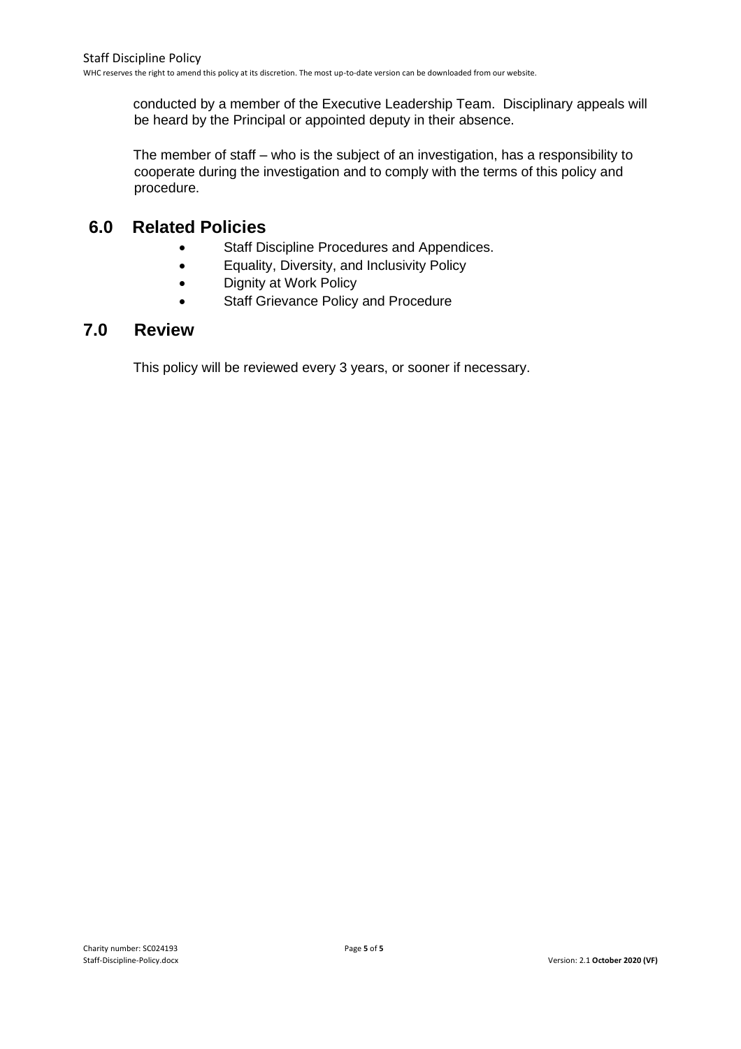conducted by a member of the Executive Leadership Team. Disciplinary appeals will be heard by the Principal or appointed deputy in their absence.

The member of staff – who is the subject of an investigation, has a responsibility to cooperate during the investigation and to comply with the terms of this policy and procedure.

## 6.0 Related Policies

- Staff Discipline Procedures and Appendices.
- Equality, Diversity, and Inclusivity Policy
- Dignity at Work Policy
- Staff Grievance Policy and Procedure

## 7.0 Review

This policy will be reviewed every 3 years, or sooner if necessary.